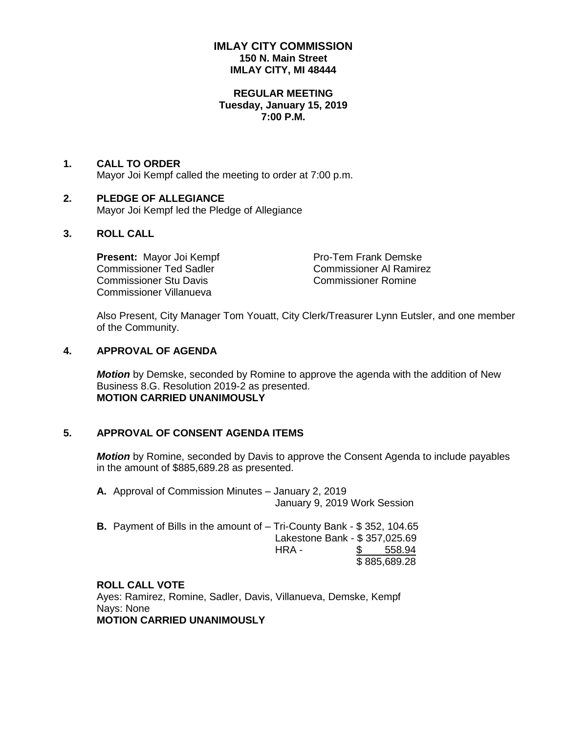# IMLAY CITY COMMISSION
**150 N. Main Street**
**IMLAY CITY, MI 48444**

**REGULAR MEETING**
**Tuesday, January 15, 2019**
**7:00 P.M.**

## 1. CALL TO ORDER

Mayor Joi Kempf called the meeting to order at 7:00 p.m.

## 2. PLEDGE OF ALLEGIANCE

Mayor Joi Kempf led the Pledge of Allegiance

## 3. ROLL CALL

**Present:** Mayor Joi Kempf
Pro-Tem Frank Demske
Commissioner Ted Sadler
Commissioner Al Ramirez
Commissioner Stu Davis
Commissioner Romine
Commissioner Villanueva

Also Present, City Manager Tom Youatt, City Clerk/Treasurer Lynn Eutsler, and one member of the Community.

## 4. APPROVAL OF AGENDA

***Motion*** by Demske, seconded by Romine to approve the agenda with the addition of New Business 8.G. Resolution 2019-2 as presented.
**MOTION CARRIED UNANIMOUSLY**

## 5. APPROVAL OF CONSENT AGENDA ITEMS

***Motion*** by Romine, seconded by Davis to approve the Consent Agenda to include payables in the amount of $885,689.28 as presented.

**A.** Approval of Commission Minutes – January 2, 2019
January 9, 2019 Work Session

**B.** Payment of Bills in the amount of – Tri-County Bank - $ 352, 104.65
Lakestone Bank - $ 357,025.69
HRA - $ 558.94
$ 885,689.28

**ROLL CALL VOTE**
Ayes: Ramirez, Romine, Sadler, Davis, Villanueva, Demske, Kempf
Nays: None
**MOTION CARRIED UNANIMOUSLY**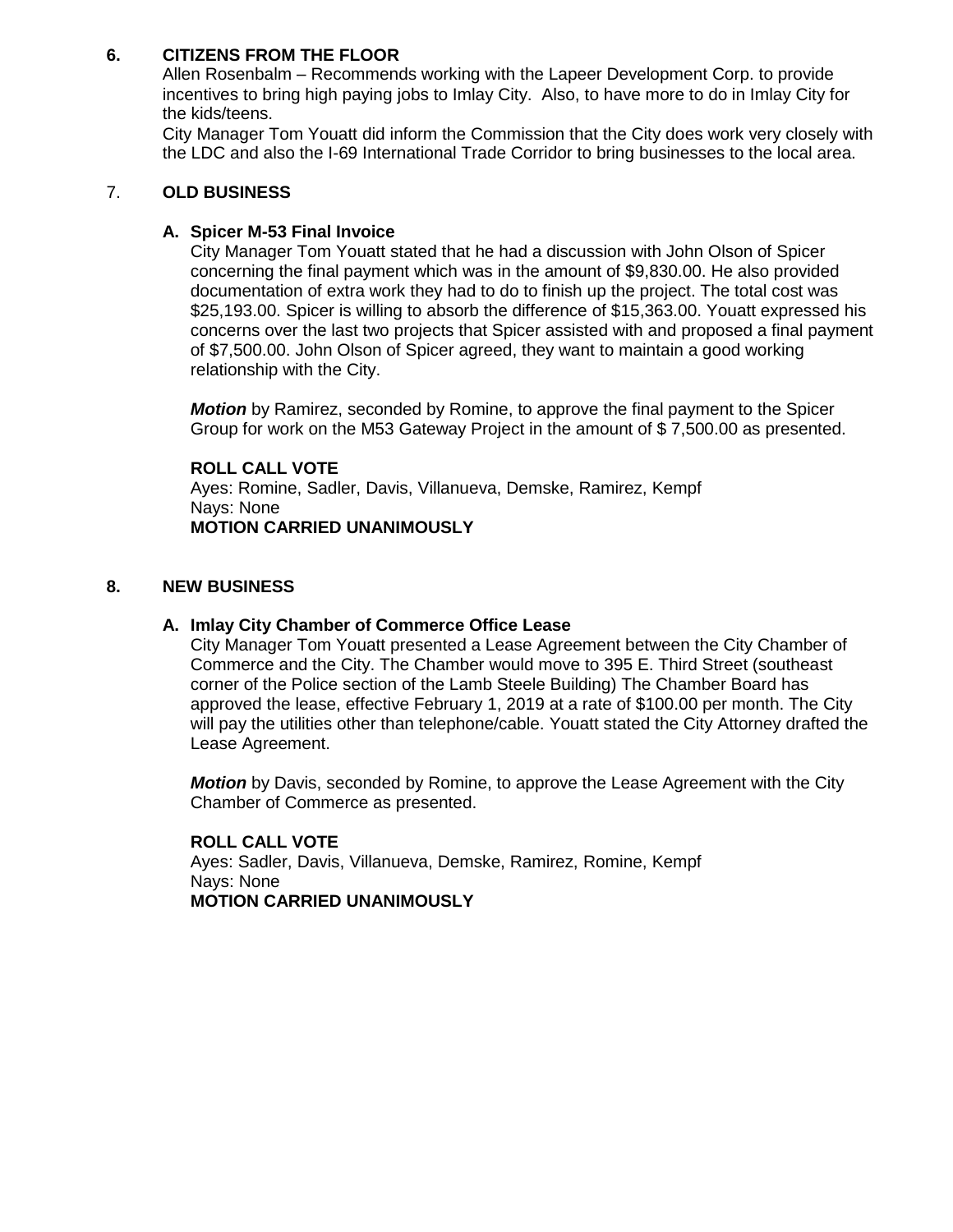## 6. CITIZENS FROM THE FLOOR

Allen Rosenbalm – Recommends working with the Lapeer Development Corp. to provide incentives to bring high paying jobs to Imlay City. Also, to have more to do in Imlay City for the kids/teens.

City Manager Tom Youatt did inform the Commission that the City does work very closely with the LDC and also the I-69 International Trade Corridor to bring businesses to the local area.

## 7. OLD BUSINESS

### A. Spicer M-53 Final Invoice

City Manager Tom Youatt stated that he had a discussion with John Olson of Spicer concerning the final payment which was in the amount of $9,830.00. He also provided documentation of extra work they had to do to finish up the project. The total cost was $25,193.00. Spicer is willing to absorb the difference of $15,363.00. Youatt expressed his concerns over the last two projects that Spicer assisted with and proposed a final payment of $7,500.00. John Olson of Spicer agreed, they want to maintain a good working relationship with the City.

***Motion*** by Ramirez, seconded by Romine, to approve the final payment to the Spicer Group for work on the M53 Gateway Project in the amount of $ 7,500.00 as presented.

**ROLL CALL VOTE**
Ayes: Romine, Sadler, Davis, Villanueva, Demske, Ramirez, Kempf
Nays: None
**MOTION CARRIED UNANIMOUSLY**

## 8. NEW BUSINESS

### A. Imlay City Chamber of Commerce Office Lease

City Manager Tom Youatt presented a Lease Agreement between the City Chamber of Commerce and the City. The Chamber would move to 395 E. Third Street (southeast corner of the Police section of the Lamb Steele Building) The Chamber Board has approved the lease, effective February 1, 2019 at a rate of $100.00 per month. The City will pay the utilities other than telephone/cable. Youatt stated the City Attorney drafted the Lease Agreement.

***Motion*** by Davis, seconded by Romine, to approve the Lease Agreement with the City Chamber of Commerce as presented.

**ROLL CALL VOTE**
Ayes: Sadler, Davis, Villanueva, Demske, Ramirez, Romine, Kempf
Nays: None
**MOTION CARRIED UNANIMOUSLY**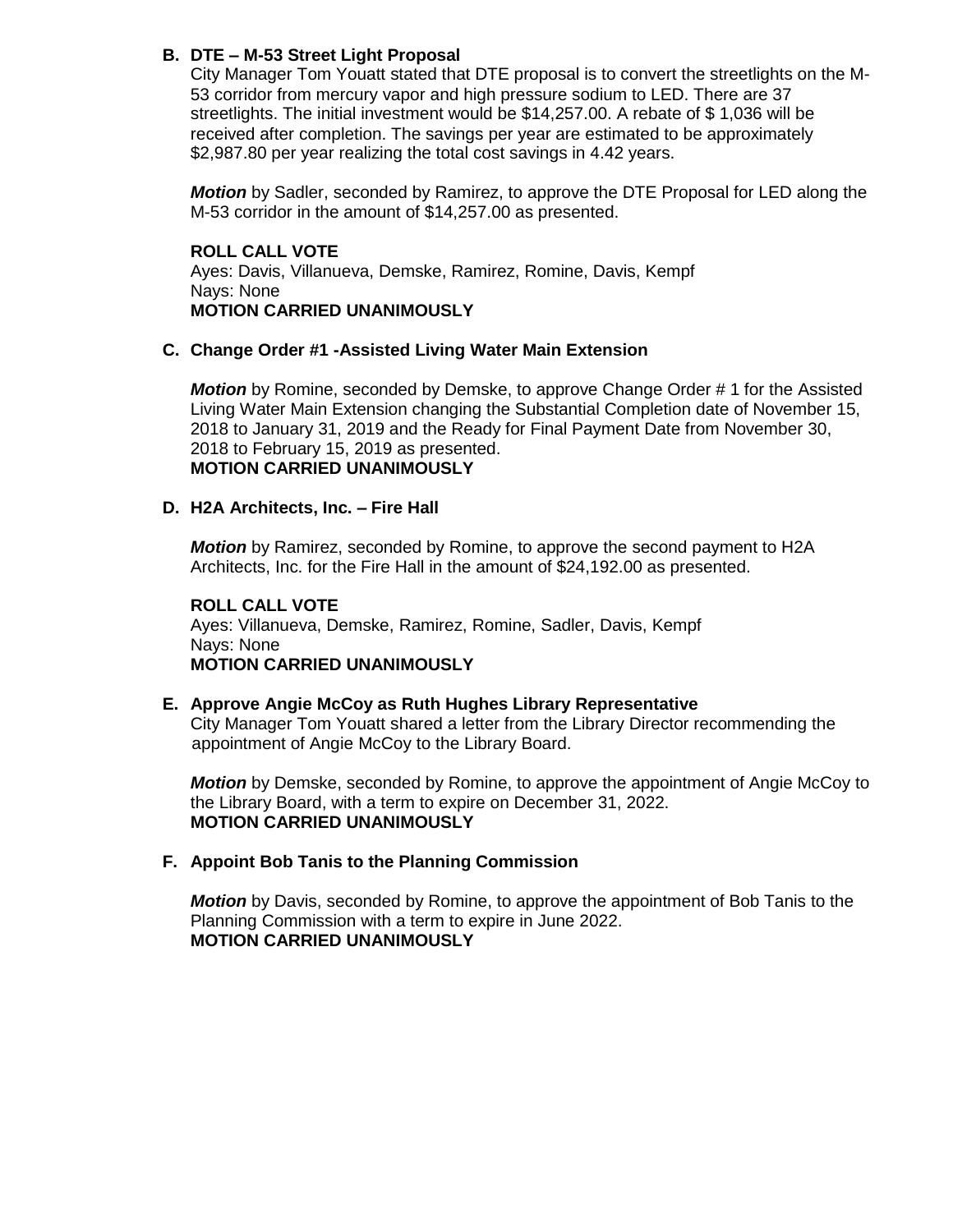**B. DTE – M-53 Street Light Proposal**

City Manager Tom Youatt stated that DTE proposal is to convert the streetlights on the M-53 corridor from mercury vapor and high pressure sodium to LED. There are 37 streetlights. The initial investment would be $14,257.00. A rebate of $ 1,036 will be received after completion. The savings per year are estimated to be approximately $2,987.80 per year realizing the total cost savings in 4.42 years.

***Motion*** by Sadler, seconded by Ramirez, to approve the DTE Proposal for LED along the M-53 corridor in the amount of $14,257.00 as presented.

**ROLL CALL VOTE**
Ayes: Davis, Villanueva, Demske, Ramirez, Romine, Davis, Kempf
Nays: None
**MOTION CARRIED UNANIMOUSLY**

**C. Change Order #1 -Assisted Living Water Main Extension**

***Motion*** by Romine, seconded by Demske, to approve Change Order # 1 for the Assisted Living Water Main Extension changing the Substantial Completion date of November 15, 2018 to January 31, 2019 and the Ready for Final Payment Date from November 30, 2018 to February 15, 2019 as presented.
**MOTION CARRIED UNANIMOUSLY**

**D. H2A Architects, Inc. – Fire Hall**

***Motion*** by Ramirez, seconded by Romine, to approve the second payment to H2A Architects, Inc. for the Fire Hall in the amount of $24,192.00 as presented.

**ROLL CALL VOTE**
Ayes: Villanueva, Demske, Ramirez, Romine, Sadler, Davis, Kempf
Nays: None
**MOTION CARRIED UNANIMOUSLY**

**E. Approve Angie McCoy as Ruth Hughes Library Representative**

City Manager Tom Youatt shared a letter from the Library Director recommending the appointment of Angie McCoy to the Library Board.

***Motion*** by Demske, seconded by Romine, to approve the appointment of Angie McCoy to the Library Board, with a term to expire on December 31, 2022.
**MOTION CARRIED UNANIMOUSLY**

**F. Appoint Bob Tanis to the Planning Commission**

***Motion*** by Davis, seconded by Romine, to approve the appointment of Bob Tanis to the Planning Commission with a term to expire in June 2022.
**MOTION CARRIED UNANIMOUSLY**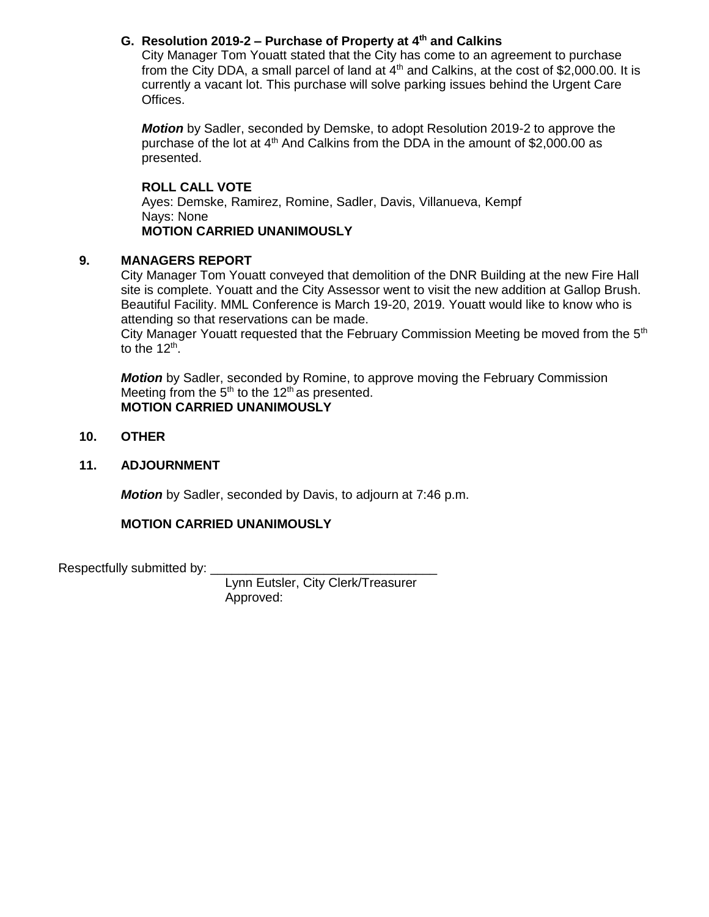**G. Resolution 2019-2 – Purchase of Property at 4th and Calkins**

City Manager Tom Youatt stated that the City has come to an agreement to purchase from the City DDA, a small parcel of land at 4th and Calkins, at the cost of $2,000.00. It is currently a vacant lot. This purchase will solve parking issues behind the Urgent Care Offices.

***Motion*** by Sadler, seconded by Demske, to adopt Resolution 2019-2 to approve the purchase of the lot at 4th And Calkins from the DDA in the amount of $2,000.00 as presented.

**ROLL CALL VOTE**
Ayes: Demske, Ramirez, Romine, Sadler, Davis, Villanueva, Kempf
Nays: None
**MOTION CARRIED UNANIMOUSLY**

**9. MANAGERS REPORT**

City Manager Tom Youatt conveyed that demolition of the DNR Building at the new Fire Hall site is complete. Youatt and the City Assessor went to visit the new addition at Gallop Brush. Beautiful Facility. MML Conference is March 19-20, 2019. Youatt would like to know who is attending so that reservations can be made.
City Manager Youatt requested that the February Commission Meeting be moved from the 5th to the 12th.

***Motion*** by Sadler, seconded by Romine, to approve moving the February Commission Meeting from the 5th to the 12th as presented.
**MOTION CARRIED UNANIMOUSLY**

**10. OTHER**

**11. ADJOURNMENT**

***Motion*** by Sadler, seconded by Davis, to adjourn at 7:46 p.m.

**MOTION CARRIED UNANIMOUSLY**

Respectfully submitted by: ________________________________
Lynn Eutsler, City Clerk/Treasurer
Approved: